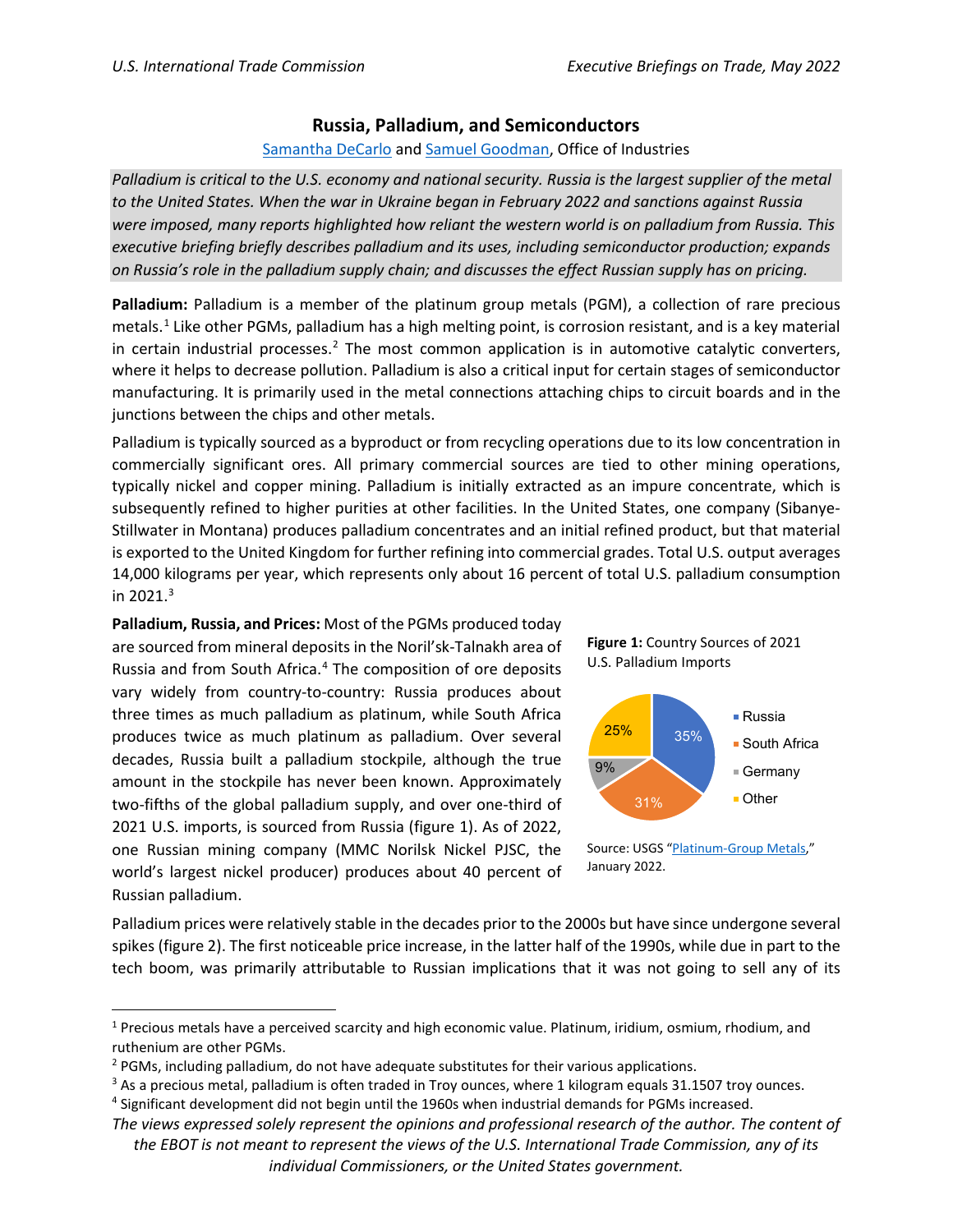# Russia, Palladium, and Semiconductors

Samantha DeCarlo and Samuel Goodman, Office of Industries

*Palladium is critical to the U.S. economy and national security. Russia is the largest supplier of the metal to the United States. When the war in Ukraine began in February 2022 and sanctions against Russia were imposed, many reports highlighted how reliant the western world is on palladium from Russia. This executive briefing briefly describes palladium and its uses, including semiconductor production; expands on Russia's role in the palladium supply chain; and discusses the effect Russian supply has on pricing.*

**Palladium:** Palladium is a member of the platinum group metals (PGM), a collection of rare precious metals.[1] Like other PGMs, palladium has a high melting point, is corrosion resistant, and is a key material in certain industrial processes.[2] The most common application is in automotive catalytic converters, where it helps to decrease pollution. Palladium is also a critical input for certain stages of semiconductor manufacturing. It is primarily used in the metal connections attaching chips to circuit boards and in the junctions between the chips and other metals.

Palladium is typically sourced as a byproduct or from recycling operations due to its low concentration in commercially significant ores. All primary commercial sources are tied to other mining operations, typically nickel and copper mining. Palladium is initially extracted as an impure concentrate, which is subsequently refined to higher purities at other facilities. In the United States, one company (Sibanye-Stillwater in Montana) produces palladium concentrates and an initial refined product, but that material is exported to the United Kingdom for further refining into commercial grades. Total U.S. output averages 14,000 kilograms per year, which represents only about 16 percent of total U.S. palladium consumption in 2021.[3]

**Palladium, Russia, and Prices:** Most of the PGMs produced today are sourced from mineral deposits in the Noril'sk-Talnakh area of Russia and from South Africa.[4] The composition of ore deposits vary widely from country-to-country: Russia produces about three times as much palladium as platinum, while South Africa produces twice as much platinum as palladium. Over several decades, Russia built a palladium stockpile, although the true amount in the stockpile has never been known. Approximately two-fifths of the global palladium supply, and over one-third of 2021 U.S. imports, is sourced from Russia (figure 1). As of 2022, one Russian mining company (MMC Norilsk Nickel PJSC, the world's largest nickel producer) produces about 40 percent of Russian palladium.

**Figure 1:** Country Sources of 2021 U.S. Palladium Imports

| Country | Share |
|---|---|
| Russia | 35% |
| South Africa | 31% |
| Germany | 9% |
| Other | 25% |

Source: USGS "Platinum-Group Metals," January 2022.

Palladium prices were relatively stable in the decades prior to the 2000s but have since undergone several spikes (figure 2). The first noticeable price increase, in the latter half of the 1990s, while due in part to the tech boom, was primarily attributable to Russian implications that it was not going to sell any of its

---

[1] Precious metals have a perceived scarcity and high economic value. Platinum, iridium, osmium, rhodium, and ruthenium are other PGMs.

[2] PGMs, including palladium, do not have adequate substitutes for their various applications.

[3] As a precious metal, palladium is often traded in Troy ounces, where 1 kilogram equals 31.1507 troy ounces.

[4] Significant development did not begin until the 1960s when industrial demands for PGMs increased.

*The views expressed solely represent the opinions and professional research of the author. The content of the EBOT is not meant to represent the views of the U.S. International Trade Commission, any of its individual Commissioners, or the United States government.*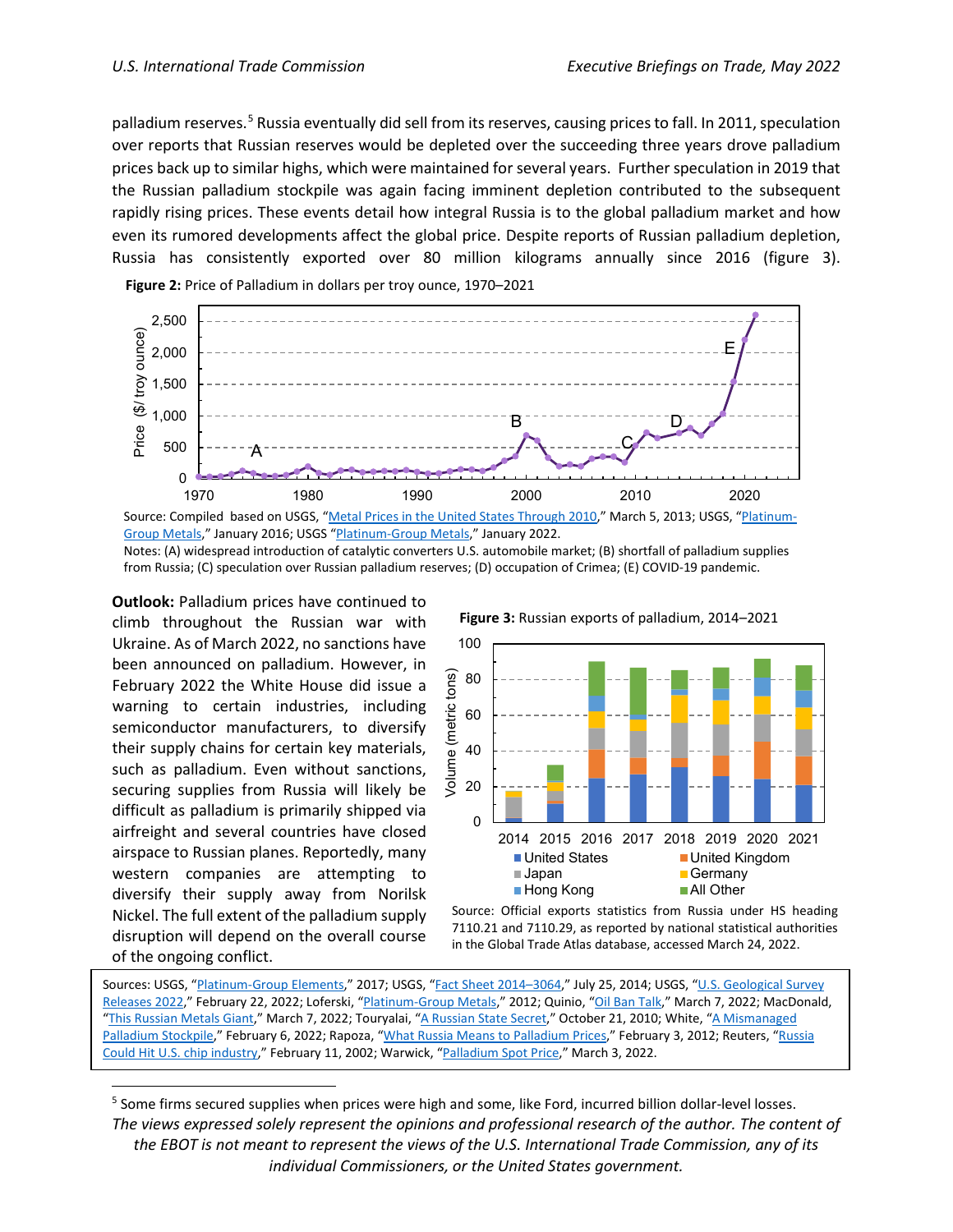palladium reserves.[5] Russia eventually did sell from its reserves, causing prices to fall. In 2011, speculation over reports that Russian reserves would be depleted over the succeeding three years drove palladium prices back up to similar highs, which were maintained for several years. Further speculation in 2019 that the Russian palladium stockpile was again facing imminent depletion contributed to the subsequent rapidly rising prices. These events detail how integral Russia is to the global palladium market and how even its rumored developments affect the global price. Despite reports of Russian palladium depletion, Russia has consistently exported over 80 million kilograms annually since 2016 (figure 3).

**Figure 2:** Price of Palladium in dollars per troy ounce, 1970–2021

Price ($/ troy ounce)
2,500
2,000
1,500
1,000
500
0
1970
1980
1990
2000
2010
2020
A
B
C
D
E

Source: Compiled based on USGS, "Metal Prices in the United States Through 2010," March 5, 2013; USGS, "Platinum-Group Metals," January 2016; USGS "Platinum-Group Metals," January 2022.
Notes: (A) widespread introduction of catalytic converters U.S. automobile market; (B) shortfall of palladium supplies from Russia; (C) speculation over Russian palladium reserves; (D) occupation of Crimea; (E) COVID-19 pandemic.

**Outlook:** Palladium prices have continued to climb throughout the Russian war with Ukraine. As of March 2022, no sanctions have been announced on palladium. However, in February 2022 the White House did issue a warning to certain industries, including semiconductor manufacturers, to diversify their supply chains for certain key materials, such as palladium. Even without sanctions, securing supplies from Russia will likely be difficult as palladium is primarily shipped via airfreight and several countries have closed airspace to Russian planes. Reportedly, many western companies are attempting to diversify their supply away from Norilsk Nickel. The full extent of the palladium supply disruption will depend on the overall course of the ongoing conflict.

**Figure 3:** Russian exports of palladium, 2014–2021

Volume (metric tons)
100
80
60
40
20
0
2014 2015 2016 2017 2018 2019 2020 2021
United States
United Kingdom
Japan
Germany
Hong Kong
All Other

Source: Official exports statistics from Russia under HS heading 7110.21 and 7110.29, as reported by national statistical authorities in the Global Trade Atlas database, accessed March 24, 2022.

Sources: USGS, "Platinum-Group Elements," 2017; USGS, "Fact Sheet 2014–3064," July 25, 2014; USGS, "U.S. Geological Survey Releases 2022," February 22, 2022; Loferski, "Platinum-Group Metals," 2012; Quinio, "Oil Ban Talk," March 7, 2022; MacDonald, "This Russian Metals Giant," March 7, 2022; Touryalai, "A Russian State Secret," October 21, 2010; White, "A Mismanaged Palladium Stockpile," February 6, 2022; Rapoza, "What Russia Means to Palladium Prices," February 3, 2012; Reuters, "Russia Could Hit U.S. chip industry," February 11, 2002; Warwick, "Palladium Spot Price," March 3, 2022.

[5] Some firms secured supplies when prices were high and some, like Ford, incurred billion dollar-level losses.

*The views expressed solely represent the opinions and professional research of the author. The content of the EBOT is not meant to represent the views of the U.S. International Trade Commission, any of its individual Commissioners, or the United States government.*